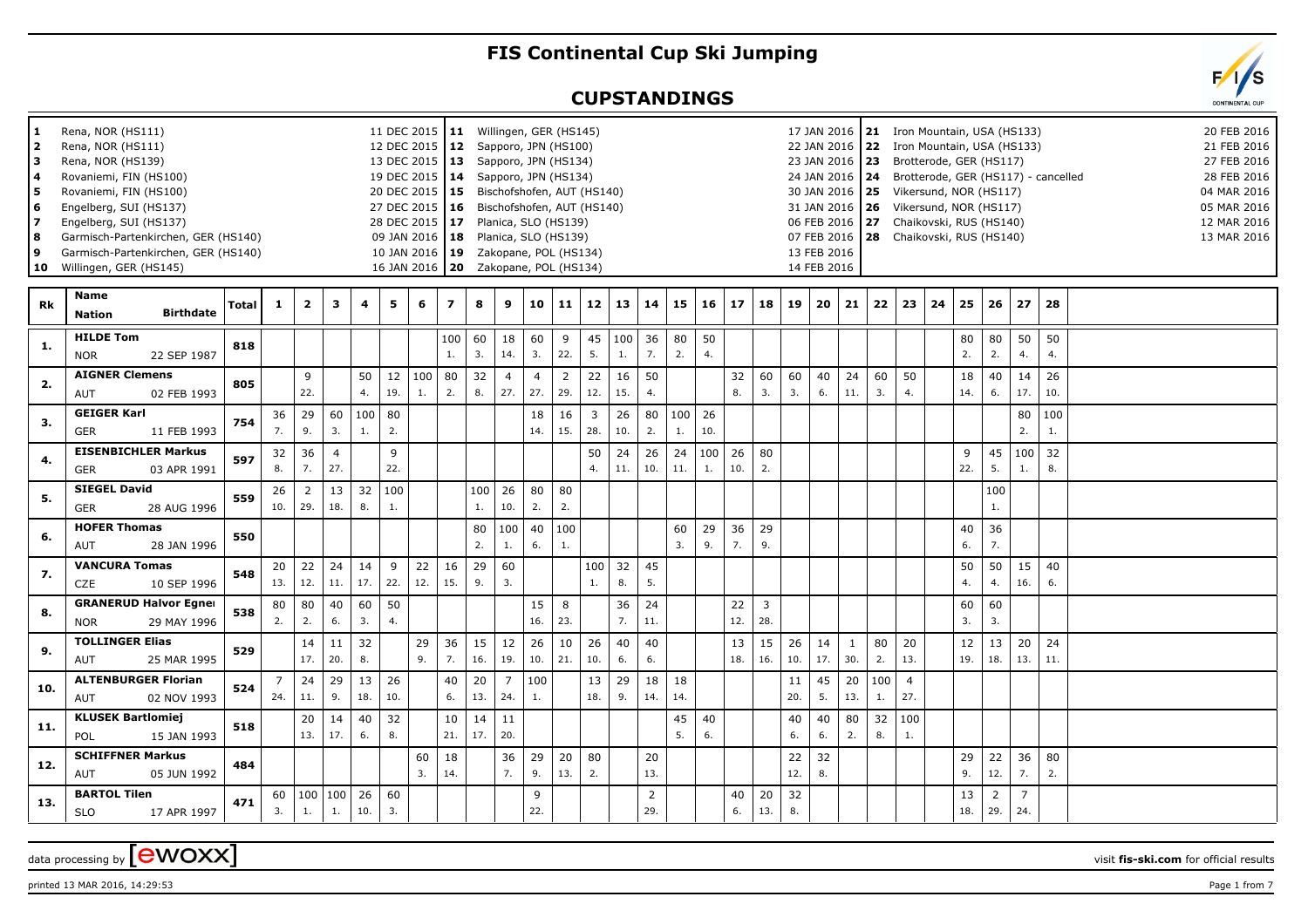# FIS Continental Cup Ski Jumping

## CUPSTANDINGS

| No. | Venue | Date |
|---|---|---|
| 1 | Rena, NOR (HS111) | 11 DEC 2015 |
| 2 | Rena, NOR (HS111) | 12 DEC 2015 |
| 3 | Rena, NOR (HS139) | 13 DEC 2015 |
| 4 | Rovaniemi, FIN (HS100) | 19 DEC 2015 |
| 5 | Rovaniemi, FIN (HS100) | 20 DEC 2015 |
| 6 | Engelberg, SUI (HS137) | 27 DEC 2015 |
| 7 | Engelberg, SUI (HS137) | 28 DEC 2015 |
| 8 | Garmisch-Partenkirchen, GER (HS140) | 09 JAN 2016 |
| 9 | Garmisch-Partenkirchen, GER (HS140) | 10 JAN 2016 |
| 10 | Willingen, GER (HS145) | 16 JAN 2016 |
| 11 | Willingen, GER (HS145) | 17 JAN 2016 |
| 12 | Sapporo, JPN (HS100) | 22 JAN 2016 |
| 13 | Sapporo, JPN (HS134) | 23 JAN 2016 |
| 14 | Sapporo, JPN (HS134) | 24 JAN 2016 |
| 15 | Bischofshofen, AUT (HS140) | 30 JAN 2016 |
| 16 | Bischofshofen, AUT (HS140) | 31 JAN 2016 |
| 17 | Planica, SLO (HS139) | 06 FEB 2016 |
| 18 | Planica, SLO (HS139) | 07 FEB 2016 |
| 19 | Zakopane, POL (HS134) | 13 FEB 2016 |
| 20 | Zakopane, POL (HS134) | 14 FEB 2016 |
| 21 | Iron Mountain, USA (HS133) | 20 FEB 2016 |
| 22 | Iron Mountain, USA (HS133) | 21 FEB 2016 |
| 23 | Brotterode, GER (HS117) | 27 FEB 2016 |
| 24 | Brotterode, GER (HS117) - cancelled | 28 FEB 2016 |
| 25 | Vikersund, NOR (HS117) | 04 MAR 2016 |
| 26 | Vikersund, NOR (HS117) | 05 MAR 2016 |
| 27 | Chaikovski, RUS (HS140) | 12 MAR 2016 |
| 28 | Chaikovski, RUS (HS140) | 13 MAR 2016 |

| Rk | Name / Nation / Birthdate | Total | 1 | 2 | 3 | 4 | 5 | 6 | 7 | 8 | 9 | 10 | 11 | 12 | 13 | 14 | 15 | 16 | 17 | 18 | 19 | 20 | 21 | 22 | 23 | 24 | 25 | 26 | 27 | 28 |
|---|---|---|---|---|---|---|---|---|---|---|---|---|---|---|---|---|---|---|---|---|---|---|---|---|---|---|---|---|---|---|
| 1. | HILDE Tom | 818 | | | | | | | 100 | 60 | 18 | 60 | 9 | 45 | 100 | 36 | 80 | 50 | | | | | | | | | 80 | 80 | 50 | 50 |
| | NOR 22 SEP 1987 | | | | | | | | 1. | 3. | 14. | 3. | 22. | 5. | 1. | 7. | 2. | 4. | | | | | | | | | 2. | 2. | 4. | 4. |
| 2. | AIGNER Clemens | 805 | | 9 | | 50 | 12 | 100 | 80 | 32 | 4 | 4 | 2 | 22 | 16 | 50 | | | 32 | 60 | 60 | 40 | 24 | 60 | 50 | | 18 | 40 | 14 | 26 |
| | AUT 02 FEB 1993 | | | 22. | | 4. | 19. | 1. | 2. | 8. | 27. | 27. | 29. | 12. | 15. | 4. | | | 8. | 3. | 3. | 6. | 11. | 3. | 4. | | 14. | 6. | 17. | 10. |
| 3. | GEIGER Karl | 754 | 36 | 29 | 60 | 100 | 80 | | | | | 18 | 16 | 3 | 26 | 80 | 100 | 26 | | | | | | | | | | | 80 | 100 |
| | GER 11 FEB 1993 | | 7. | 9. | 3. | 1. | 2. | | | | | 14. | 15. | 28. | 10. | 2. | 1. | 10. | | | | | | | | | | | 2. | 1. |
| 4. | EISENBICHLER Markus | 597 | 32 | 36 | 4 | | 9 | | | | | | | 50 | 24 | 26 | 24 | 100 | 26 | 80 | | | | | | | 9 | 45 | 100 | 32 |
| | GER 03 APR 1991 | | 8. | 7. | 27. | | 22. | | | | | | | 4. | 11. | 10. | 11. | 1. | 10. | 2. | | | | | | | 22. | 5. | 1. | 8. |
| 5. | SIEGEL David | 559 | 26 | 2 | 13 | 32 | 100 | | | 100 | 26 | 80 | 80 | | | | | | | | | | | | | | | 100 | | |
| | GER 28 AUG 1996 | | 10. | 29. | 18. | 8. | 1. | | | 1. | 10. | 2. | 2. | | | | | | | | | | | | | | | 1. | | |
| 6. | HOFER Thomas | 550 | | | | | | | | 80 | 100 | 40 | 100 | | | | 60 | 29 | 36 | 29 | | | | | | | 40 | 36 | | |
| | AUT 28 JAN 1996 | | | | | | | | | 2. | 1. | 6. | 1. | | | | 3. | 9. | 7. | 9. | | | | | | | 6. | 7. | | |
| 7. | VANCURA Tomas | 548 | 20 | 22 | 24 | 14 | 9 | 22 | 16 | 29 | 60 | | | 100 | 32 | 45 | | | | | | | | | | | 50 | 50 | 15 | 40 |
| | CZE 10 SEP 1996 | | 13. | 12. | 11. | 17. | 22. | 12. | 15. | 9. | 3. | | | 1. | 8. | 5. | | | | | | | | | | | 4. | 4. | 16. | 6. |
| 8. | GRANERUD Halvor Egner | 538 | 80 | 80 | 40 | 60 | 50 | | | | | 15 | 8 | | 36 | 24 | | | 22 | 3 | | | | | | | 60 | 60 | | |
| | NOR 29 MAY 1996 | | 2. | 2. | 6. | 3. | 4. | | | | | 16. | 23. | | 7. | 11. | | | 12. | 28. | | | | | | | 3. | 3. | | |
| 9. | TOLLINGER Elias | 529 | | 14 | 11 | 32 | | 29 | 36 | 15 | 12 | 26 | 10 | 26 | 40 | 40 | | | 13 | 15 | 26 | 14 | 1 | 80 | 20 | | 12 | 13 | 20 | 24 |
| | AUT 25 MAR 1995 | | | 17. | 20. | 8. | | 9. | 7. | 16. | 19. | 10. | 21. | 10. | 6. | 6. | | | 18. | 16. | 10. | 17. | 30. | 2. | 13. | | 19. | 18. | 13. | 11. |
| 10. | ALTENBURGER Florian | 524 | 7 | 24 | 29 | 13 | 26 | | 40 | 20 | 7 | 100 | | 13 | 29 | 18 | 18 | | | | 11 | 45 | 20 | 100 | 4 | | | | | |
| | AUT 02 NOV 1993 | | 24. | 11. | 9. | 18. | 10. | | 6. | 13. | 24. | 1. | | 18. | 9. | 14. | 14. | | | | 20. | 5. | 13. | 1. | 27. | | | | | |
| 11. | KLUSEK Bartlomiej | 518 | | 20 | 14 | 40 | 32 | | 10 | 14 | 11 | | | | | | 45 | 40 | | | 40 | 40 | 80 | 32 | 100 | | | | | |
| | POL 15 JAN 1993 | | | 13. | 17. | 6. | 8. | | 21. | 17. | 20. | | | | | | 5. | 6. | | | 6. | 6. | 2. | 8. | 1. | | | | | |
| 12. | SCHIFFNER Markus | 484 | | | | | | 60 | 18 | | 36 | 29 | 20 | 80 | | 20 | | | | | 22 | 32 | | | | | 29 | 22 | 36 | 80 |
| | AUT 05 JUN 1992 | | | | | | | 3. | 14. | | 7. | 9. | 13. | 2. | | 13. | | | | | 12. | 8. | | | | | 9. | 12. | 7. | 2. |
| 13. | BARTOL Tilen | 471 | 60 | 100 | 100 | 26 | 60 | | | | | 9 | | | | 2 | | | 40 | 20 | 32 | | | | | | 13 | 2 | 7 | |
| | SLO 17 APR 1997 | | 3. | 1. | 1. | 10. | 3. | | | | | 22. | | | | 29. | | | 6. | 13. | 8. | | | | | | 18. | 29. | 24. | |

data processing by [ewoxx] visit fis-ski.com for official results

printed 13 MAR 2016, 14:29:53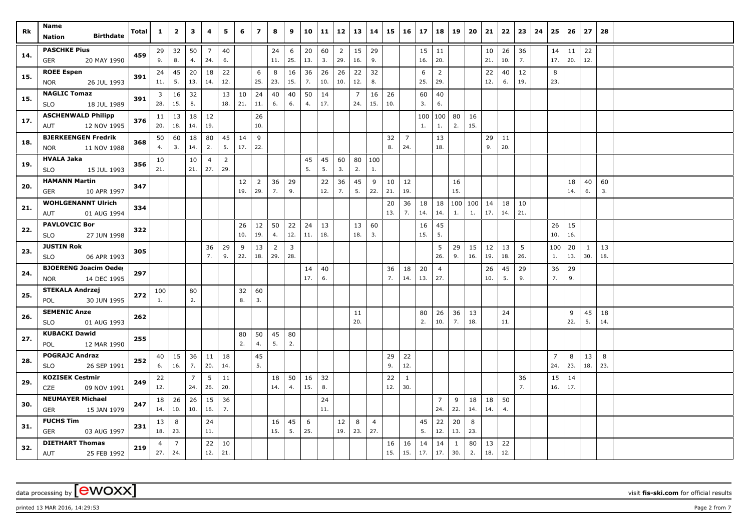| Rk | Name<br>Nation Birthdate | Total | 1 | 2 | 3 | 4 | 5 | 6 | 7 | 8 | 9 | 10 | 11 | 12 | 13 | 14 | 15 | 16 | 17 | 18 | 19 | 20 | 21 | 22 | 23 | 24 | 25 | 26 | 27 | 28 |
|---|---|---|---|---|---|---|---|---|---|---|---|---|---|---|---|---|---|---|---|---|---|---|---|---|---|---|---|---|---|---|
| 14. | PASCHKE Pius | 459 | 29 | 32 | 50 | 7 | 40 | | | 24 | 6 | 20 | 60 | 2 | 15 | 29 | | | 15 | 11 | | | 10 | 26 | 36 | | 14 | 11 | 22 | |
| | GER 20 MAY 1990 | | 9. | 8. | 4. | 24. | 6. | | | 11. | 25. | 13. | 3. | 29. | 16. | 9. | | | 16. | 20. | | | 21. | 10. | 7. | | 17. | 20. | 12. | |
| 15. | ROEE Espen | 391 | 24 | 45 | 20 | 18 | 22 | | 6 | 8 | 16 | 36 | 26 | 26 | 22 | 32 | | | 6 | 2 | | | 22 | 40 | 12 | | 8 | | | |
| | NOR 26 JUL 1993 | | 11. | 5. | 13. | 14. | 12. | | 25. | 23. | 15. | 7. | 10. | 10. | 12. | 8. | | | 25. | 29. | | | 12. | 6. | 19. | | 23. | | | |
| 15. | NAGLIC Tomaz | 391 | 3 | 16 | 32 | | 13 | 10 | 24 | 40 | 40 | 50 | 14 | | 7 | 16 | 26 | | 60 | 40 | | | | | | | | | | |
| | SLO 18 JUL 1989 | | 28. | 15. | 8. | | 18. | 21. | 11. | 6. | 6. | 4. | 17. | | 24. | 15. | 10. | | 3. | 6. | | | | | | | | | | |
| 17. | ASCHENWALD Philipp | 376 | 11 | 13 | 18 | 12 | | | 26 | | | | | | | | | | 100 | 100 | 80 | 16 | | | | | | | | |
| | AUT 12 NOV 1995 | | 20. | 18. | 14. | 19. | | | 10. | | | | | | | | | | 1. | 1. | 2. | 15. | | | | | | | | |
| 18. | BJERKEENGEN Fredrik | 368 | 50 | 60 | 18 | 80 | 45 | 14 | 9 | | | | | | | | 32 | 7 | | 13 | | | 29 | 11 | | | | | | |
| | NOR 11 NOV 1988 | | 4. | 3. | 14. | 2. | 5. | 17. | 22. | | | | | | | | 8. | 24. | | 18. | | | 9. | 20. | | | | | | |
| 19. | HVALA Jaka | 356 | 10 | | 10 | 4 | 2 | | | | | 45 | 45 | 60 | 80 | 100 | | | | | | | | | | | | | | |
| | SLO 15 JUL 1993 | | 21. | | 21. | 27. | 29. | | | | | 5. | 5. | 3. | 2. | 1. | | | | | | | | | | | | | | |
| 20. | HAMANN Martin | 347 | | | | | | 12 | 2 | 36 | 29 | | 22 | 36 | 45 | 9 | 10 | 12 | | | 16 | | | | | | | 18 | 40 | 60 |
| | GER 10 APR 1997 | | | | | | | 19. | 29. | 7. | 9. | | 12. | 7. | 5. | 22. | 21. | 19. | | | 15. | | | | | | | 14. | 6. | 3. |
| 21. | WOHLGENANNT Ulrich | 334 | | | | | | | | | | | | | | | 20 | 36 | 18 | 18 | 100 | 100 | 14 | 18 | 10 | | | | | |
| | AUT 01 AUG 1994 | | | | | | | | | | | | | | | | 13. | 7. | 14. | 14. | 1. | 1. | 17. | 14. | 21. | | | | | |
| 22. | PAVLOVCIC Bor | 322 | | | | | | 26 | 12 | 50 | 22 | 24 | 13 | | 13 | 60 | | | 16 | 45 | | | | | | | 26 | 15 | | |
| | SLO 27 JUN 1998 | | | | | | | 10. | 19. | 4. | 12. | 11. | 18. | | 18. | 3. | | | 15. | 5. | | | | | | | 10. | 16. | | |
| 23. | JUSTIN Rok | 305 | | | | 36 | 29 | 9 | 13 | 2 | 3 | | | | | | | | | 5 | 29 | 15 | 12 | 13 | 5 | | 100 | 20 | 1 | 13 |
| | SLO 06 APR 1993 | | | | | 7. | 9. | 22. | 18. | 29. | 28. | | | | | | | | | 26. | 9. | 16. | 19. | 18. | 26. | | 1. | 13. | 30. | 18. |
| 24. | BJOERENG Joacim Oeder | 297 | | | | | | | | | | 14 | 40 | | | | 36 | 18 | 20 | 4 | | | 26 | 45 | 29 | | 36 | 29 | | |
| | NOR 14 DEC 1995 | | | | | | | | | | | 17. | 6. | | | | 7. | 14. | 13. | 27. | | | 10. | 5. | 9. | | 7. | 9. | | |
| 25. | STEKALA Andrzej | 272 | 100 | | 80 | | | 32 | 60 | | | | | | | | | | | | | | | | | | | | | |
| | POL 30 JUN 1995 | | 1. | | 2. | | | 8. | 3. | | | | | | | | | | | | | | | | | | | | | |
| 26. | SEMENIC Anze | 262 | | | | | | | | | | | | | 11 | | | | 80 | 26 | 36 | 13 | | 24 | | | | 9 | 45 | 18 |
| | SLO 01 AUG 1993 | | | | | | | | | | | | | | 20. | | | | 2. | 10. | 7. | 18. | | 11. | | | | 22. | 5. | 14. |
| 27. | KUBACKI Dawid | 255 | | | | | | 80 | 50 | 45 | 80 | | | | | | | | | | | | | | | | | | | |
| | POL 12 MAR 1990 | | | | | | | 2. | 4. | 5. | 2. | | | | | | | | | | | | | | | | | | | |
| 28. | POGRAJC Andraz | 252 | 40 | 15 | 36 | 11 | 18 | | 45 | | | | | | | | 29 | 22 | | | | | | | | | 7 | 8 | 13 | 8 |
| | SLO 26 SEP 1991 | | 6. | 16. | 7. | 20. | 14. | | 5. | | | | | | | | 9. | 12. | | | | | | | | | 24. | 23. | 18. | 23. |
| 29. | KOZISEK Cestmir | 249 | 22 | | 7 | 5 | 11 | | | 18 | 50 | 16 | 32 | | | | 22 | 1 | | | | | | | 36 | | 15 | 14 | | |
| | CZE 09 NOV 1991 | | 12. | | 24. | 26. | 20. | | | 14. | 4. | 15. | 8. | | | | 12. | 30. | | | | | | | 7. | | 16. | 17. | | |
| 30. | NEUMAYER Michael | 247 | 18 | 26 | 26 | 15 | 36 | | | | | | 24 | | | | | | | 7 | 9 | 18 | 18 | 50 | | | | | | |
| | GER 15 JAN 1979 | | 14. | 10. | 10. | 16. | 7. | | | | | | 11. | | | | | | | 24. | 22. | 14. | 14. | 4. | | | | | | |
| 31. | FUCHS Tim | 231 | 13 | 8 | | 24 | | | | 16 | 45 | 6 | | 12 | 8 | 4 | | | 45 | 22 | 20 | 8 | | | | | | | | |
| | GER 03 AUG 1997 | | 18. | 23. | | 11. | | | | 15. | 5. | 25. | | 19. | 23. | 27. | | | 5. | 12. | 13. | 23. | | | | | | | | |
| 32. | DIETHART Thomas | 219 | 4 | 7 | | 22 | 10 | | | | | | | | | | 16 | 16 | 14 | 14 | 1 | 80 | 13 | 22 | | | | | | |
| | AUT 25 FEB 1992 | | 27. | 24. | | 12. | 21. | | | | | | | | | | 15. | 15. | 17. | 17. | 30. | 2. | 18. | 12. | | | | | | |

data processing by [ewoxx] visit fis-ski.com for official results

printed 13 MAR 2016, 14:29:53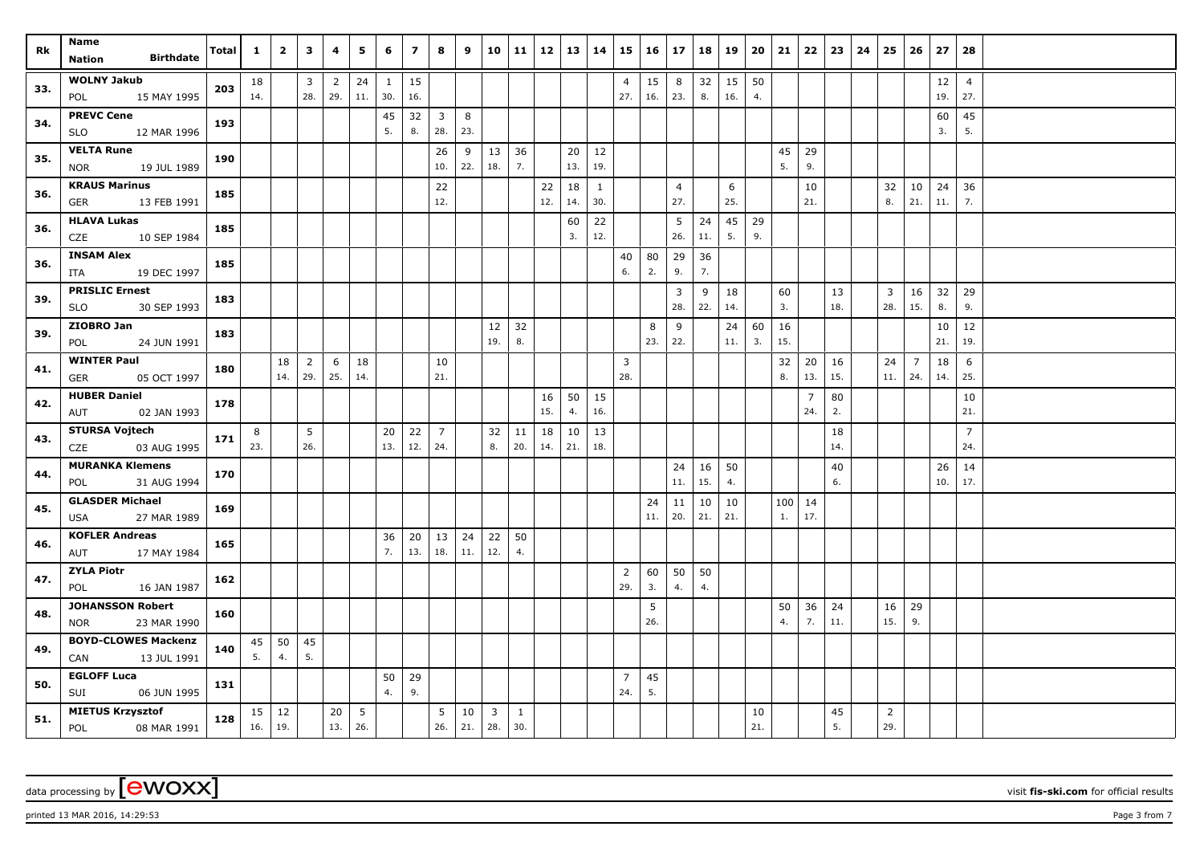| Rk | Name / Nation / Birthdate | Total | 1 | 2 | 3 | 4 | 5 | 6 | 7 | 8 | 9 | 10 | 11 | 12 | 13 | 14 | 15 | 16 | 17 | 18 | 19 | 20 | 21 | 22 | 23 | 24 | 25 | 26 | 27 | 28 |
|---|---|---|---|---|---|---|---|---|---|---|---|---|---|---|---|---|---|---|---|---|---|---|---|---|---|---|---|---|---|---|
| 33. | WOLNY Jakub | 203 | 18 | | 3 | 2 | 24 | 1 | 15 | | | | | | | | 4 | 15 | 8 | 32 | 15 | 50 | | | | | | | 12 | 4 |
| | POL 15 MAY 1995 | | 14. | | 28. | 29. | 11. | 30. | 16. | | | | | | | | 27. | 16. | 23. | 8. | 16. | 4. | | | | | | | 19. | 27. |
| 34. | PREVC Cene | 193 | | | | | | 45 | 32 | 3 | 8 | | | | | | | | | | | | | | | | | | 60 | 45 |
| | SLO 12 MAR 1996 | | | | | | | 5. | 8. | 28. | 23. | | | | | | | | | | | | | | | | | | 3. | 5. |
| 35. | VELTA Rune | 190 | | | | | | | | 26 | 9 | 13 | 36 | | 20 | 12 | | | | | | | 45 | 29 | | | | | | |
| | NOR 19 JUL 1989 | | | | | | | | | 10. | 22. | 18. | 7. | | 13. | 19. | | | | | | | 5. | 9. | | | | | | |
| 36. | KRAUS Marinus | 185 | | | | | | | | 22 | | | | 22 | 18 | 1 | | | 4 | | 6 | | | 10 | | | 32 | 10 | 24 | 36 |
| | GER 13 FEB 1991 | | | | | | | | | 12. | | | | 12. | 14. | 30. | | | 27. | | 25. | | | 21. | | | 8. | 21. | 11. | 7. |
| 36. | HLAVA Lukas | 185 | | | | | | | | | | | | | 60 | 22 | | | 5 | 24 | 45 | 29 | | | | | | | | |
| | CZE 10 SEP 1984 | | | | | | | | | | | | | | 3. | 12. | | | 26. | 11. | 5. | 9. | | | | | | | | |
| 36. | INSAM Alex | 185 | | | | | | | | | | | | | | | 40 | 80 | 29 | 36 | | | | | | | | | | |
| | ITA 19 DEC 1997 | | | | | | | | | | | | | | | | 6. | 2. | 9. | 7. | | | | | | | | | | |
| 39. | PRISLIC Ernest | 183 | | | | | | | | | | | | | | | | | 3 | 9 | 18 | | 60 | | 13 | | 3 | 16 | 32 | 29 |
| | SLO 30 SEP 1993 | | | | | | | | | | | | | | | | | | 28. | 22. | 14. | | 3. | | 18. | | 28. | 15. | 8. | 9. |
| 39. | ZIOBRO Jan | 183 | | | | | | | | | | 12 | 32 | | | | | 8 | 9 | | 24 | 60 | 16 | | | | | | 10 | 12 |
| | POL 24 JUN 1991 | | | | | | | | | | | 19. | 8. | | | | | 23. | 22. | | 11. | 3. | 15. | | | | | | 21. | 19. |
| 41. | WINTER Paul | 180 | | 18 | 2 | 6 | 18 | | | 10 | | | | | | | 3 | | | | | | 32 | 20 | 16 | | 24 | 7 | 18 | 6 |
| | GER 05 OCT 1997 | | | 14. | 29. | 25. | 14. | | | 21. | | | | | | | 28. | | | | | | 8. | 13. | 15. | | 11. | 24. | 14. | 25. |
| 42. | HUBER Daniel | 178 | | | | | | | | | | | | 16 | 50 | 15 | | | | | | | | 7 | 80 | | | | | 10 |
| | AUT 02 JAN 1993 | | | | | | | | | | | | | 15. | 4. | 16. | | | | | | | | 24. | 2. | | | | | 21. |
| 43. | STURSA Vojtech | 171 | 8 | | 5 | | | 20 | 22 | 7 | | 32 | 11 | 18 | 10 | 13 | | | | | | | | | 18 | | | | | 7 |
| | CZE 03 AUG 1995 | | 23. | | 26. | | | 13. | 12. | 24. | | 8. | 20. | 14. | 21. | 18. | | | | | | | | | 14. | | | | | 24. |
| 44. | MURANKA Klemens | 170 | | | | | | | | | | | | | | | | | 24 | 16 | 50 | | | | 40 | | | | 26 | 14 |
| | POL 31 AUG 1994 | | | | | | | | | | | | | | | | | | 11. | 15. | 4. | | | | 6. | | | | 10. | 17. |
| 45. | GLASDER Michael | 169 | | | | | | | | | | | | | | | | 24 | 11 | 10 | 10 | | 100 | 14 | | | | | | |
| | USA 27 MAR 1989 | | | | | | | | | | | | | | | | | 11. | 20. | 21. | 21. | | 1. | 17. | | | | | | |
| 46. | KOFLER Andreas | 165 | | | | | | 36 | 20 | 13 | 24 | 22 | 50 | | | | | | | | | | | | | | | | | |
| | AUT 17 MAY 1984 | | | | | | | 7. | 13. | 18. | 11. | 12. | 4. | | | | | | | | | | | | | | | | | |
| 47. | ZYLA Piotr | 162 | | | | | | | | | | | | | | | 2 | 60 | 50 | 50 | | | | | | | | | | |
| | POL 16 JAN 1987 | | | | | | | | | | | | | | | | 29. | 3. | 4. | 4. | | | | | | | | | | |
| 48. | JOHANSSON Robert | 160 | | | | | | | | | | | | | | | | 5 | | | | | 50 | 36 | 24 | | 16 | 29 | | |
| | NOR 23 MAR 1990 | | | | | | | | | | | | | | | | | 26. | | | | | 4. | 7. | 11. | | 15. | 9. | | |
| 49. | BOYD-CLOWES Mackenz | 140 | 45 | 50 | 45 | | | | | | | | | | | | | | | | | | | | | | | | | |
| | CAN 13 JUL 1991 | | 5. | 4. | 5. | | | | | | | | | | | | | | | | | | | | | | | | | |
| 50. | EGLOFF Luca | 131 | | | | | | 50 | 29 | | | | | | | | 7 | 45 | | | | | | | | | | | | |
| | SUI 06 JUN 1995 | | | | | | | 4. | 9. | | | | | | | | 24. | 5. | | | | | | | | | | | | |
| 51. | MIETUS Krzysztof | 128 | 15 | 12 | | 20 | 5 | | | 5 | 10 | 3 | 1 | | | | | | | | | 10 | | | 45 | | 2 | | | |
| | POL 08 MAR 1991 | | 16. | 19. | | 13. | 26. | | | 26. | 21. | 28. | 30. | | | | | | | | | 21. | | | 5. | | 29. | | | |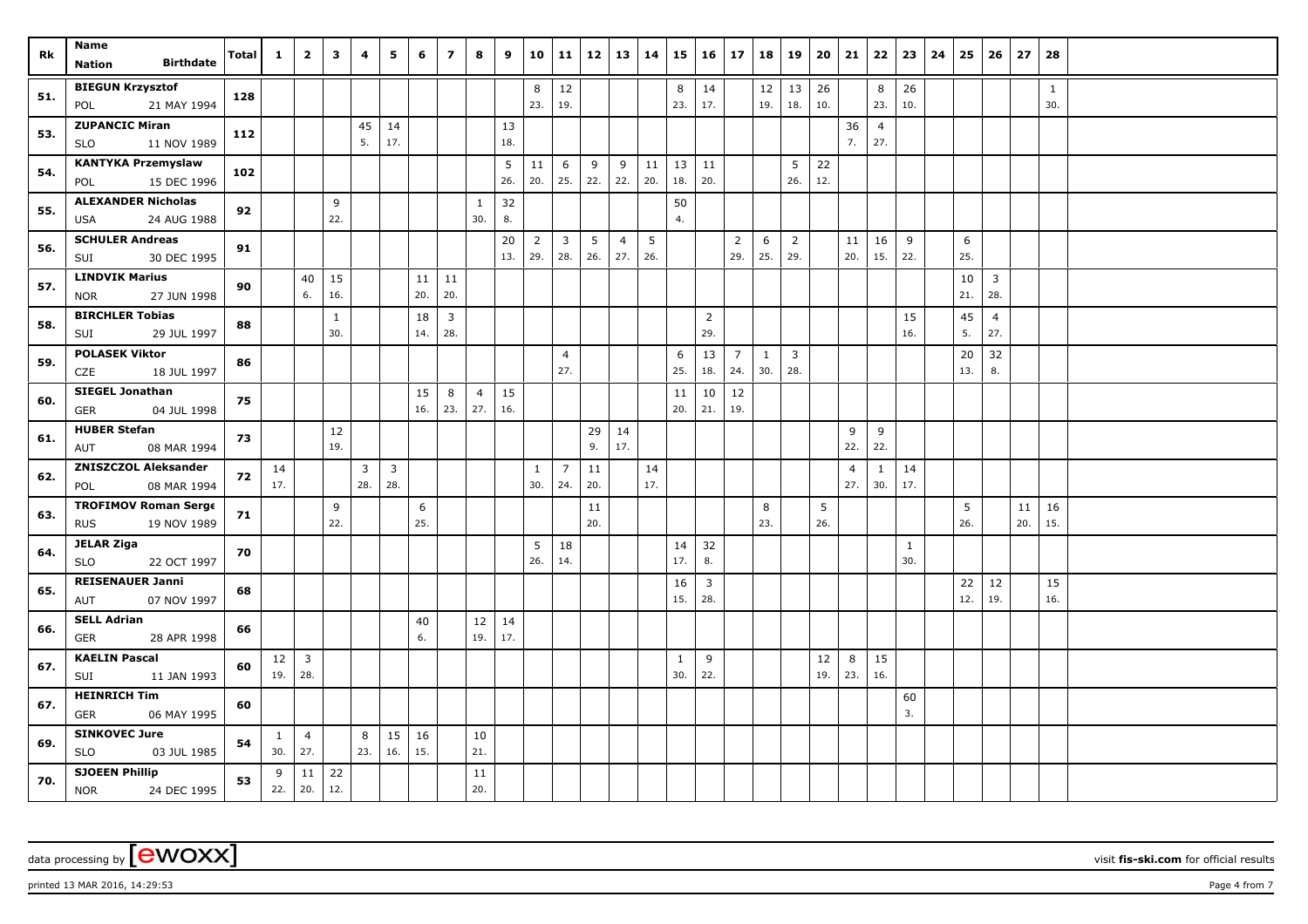| Rk | Name<br>Nation Birthdate | Total | 1 | 2 | 3 | 4 | 5 | 6 | 7 | 8 | 9 | 10 | 11 | 12 | 13 | 14 | 15 | 16 | 17 | 18 | 19 | 20 | 21 | 22 | 23 | 24 | 25 | 26 | 27 | 28 |
|---|---|---|---|---|---|---|---|---|---|---|---|---|---|---|---|---|---|---|---|---|---|---|---|---|---|---|---|---|---|---|
| 51. | BIEGUN Krzysztof<br>POL 21 MAY 1994 | 128 | | | | | | | | | | 8<br>23. | 12<br>19. | | | | 8<br>23. | 14<br>17. | | 12<br>19. | 13<br>18. | 26<br>10. | | 8<br>23. | 26<br>10. | | | | | 1<br>30. |
| 53. | ZUPANCIC Miran<br>SLO 11 NOV 1989 | 112 | | | | 45<br>5. | 14<br>17. | | | | 13<br>18. | | | | | | | | | | | | 36<br>7. | 4<br>27. | | | | | | |
| 54. | KANTYKA Przemyslaw<br>POL 15 DEC 1996 | 102 | | | | | | | | | 5<br>26. | 11<br>20. | 6<br>25. | 9<br>22. | 9<br>22. | 11<br>20. | 13<br>18. | 11<br>20. | | | 5<br>26. | 22<br>12. | | | | | | | | |
| 55. | ALEXANDER Nicholas<br>USA 24 AUG 1988 | 92 | | | 9<br>22. | | | | | 1<br>30. | 32<br>8. | | | | | | 50<br>4. | | | | | | | | | | | | | |
| 56. | SCHULER Andreas<br>SUI 30 DEC 1995 | 91 | | | | | | | | | 20<br>13. | 2<br>29. | 3<br>28. | 5<br>26. | 4<br>27. | 5<br>26. | | | 2<br>29. | 6<br>25. | 2<br>29. | | 11<br>20. | 16<br>15. | 9<br>22. | | 6<br>25. | | | |
| 57. | LINDVIK Marius<br>NOR 27 JUN 1998 | 90 | | 40<br>6. | 15<br>16. | | | 11<br>20. | 11<br>20. | | | | | | | | | | | | | | | | | | 10<br>21. | 3<br>28. | | |
| 58. | BIRCHLER Tobias<br>SUI 29 JUL 1997 | 88 | | | 1<br>30. | | | 18<br>14. | 3<br>28. | | | | | | | | | 2<br>29. | | | | | | | 15<br>16. | | 45<br>5. | 4<br>27. | | |
| 59. | POLASEK Viktor<br>CZE 18 JUL 1997 | 86 | | | | | | | | | | | 4<br>27. | | | | 6<br>25. | 13<br>18. | 7<br>24. | 1<br>30. | 3<br>28. | | | | | | 20<br>13. | 32<br>8. | | |
| 60. | SIEGEL Jonathan<br>GER 04 JUL 1998 | 75 | | | | | | 15<br>16. | 8<br>23. | 4<br>27. | 15<br>16. | | | | | | 11<br>20. | 10<br>21. | 12<br>19. | | | | | | | | | | | |
| 61. | HUBER Stefan<br>AUT 08 MAR 1994 | 73 | | | 12<br>19. | | | | | | | | | 29<br>9. | 14<br>17. | | | | | | | | 9<br>22. | 9<br>22. | | | | | | |
| 62. | ZNISZCZOL Aleksander<br>POL 08 MAR 1994 | 72 | 14<br>17. | | | 3<br>28. | 3<br>28. | | | | | 1<br>30. | 7<br>24. | 11<br>20. | | 14<br>17. | | | | | | | 4<br>27. | 1<br>30. | 14<br>17. | | | | | |
| 63. | TROFIMOV Roman Serge<br>RUS 19 NOV 1989 | 71 | | | 9<br>22. | | | 6<br>25. | | | | | | 11<br>20. | | | | | | 8<br>23. | | 5<br>26. | | | | | 5<br>26. | | 11<br>20. | 16<br>15. |
| 64. | JELAR Ziga<br>SLO 22 OCT 1997 | 70 | | | | | | | | | | 5<br>26. | 18<br>14. | | | | 14<br>17. | 32<br>8. | | | | | | | 1<br>30. | | | | | |
| 65. | REISENAUER Janni<br>AUT 07 NOV 1997 | 68 | | | | | | | | | | | | | | | 16<br>15. | 3<br>28. | | | | | | | | | 22<br>12. | 12<br>19. | | 15<br>16. |
| 66. | SELL Adrian<br>GER 28 APR 1998 | 66 | | | | | | 40<br>6. | | 12<br>19. | 14<br>17. | | | | | | | | | | | | | | | | | | | |
| 67. | KAELIN Pascal<br>SUI 11 JAN 1993 | 60 | 12<br>19. | 3<br>28. | | | | | | | | | | | | | 1<br>30. | 9<br>22. | | | | 12<br>19. | 8<br>23. | 15<br>16. | | | | | | |
| 67. | HEINRICH Tim<br>GER 06 MAY 1995 | 60 | | | | | | | | | | | | | | | | | | | | | | | 60<br>3. | | | | | |
| 69. | SINKOVEC Jure<br>SLO 03 JUL 1985 | 54 | 1<br>30. | 4<br>27. | | 8<br>23. | 15<br>16. | 16<br>15. | | 10<br>21. | | | | | | | | | | | | | | | | | | | | |
| 70. | SJOEEN Phillip<br>NOR 24 DEC 1995 | 53 | 9<br>22. | 11<br>20. | 22<br>12. | | | | | 11<br>20. | | | | | | | | | | | | | | | | | | | | |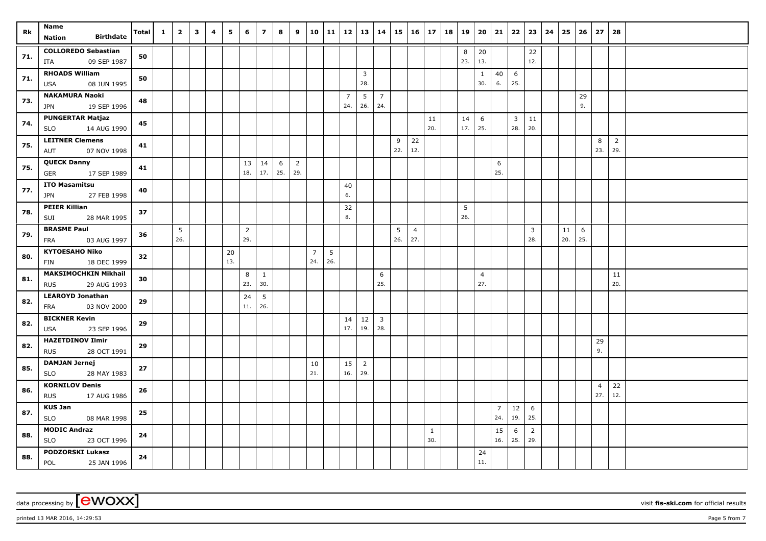| Rk | Name<br>Nation Birthdate | Total | 1 | 2 | 3 | 4 | 5 | 6 | 7 | 8 | 9 | 10 | 11 | 12 | 13 | 14 | 15 | 16 | 17 | 18 | 19 | 20 | 21 | 22 | 23 | 24 | 25 | 26 | 27 | 28 |
|---|---|---|---|---|---|---|---|---|---|---|---|---|---|---|---|---|---|---|---|---|---|---|---|---|---|---|---|---|---|---|
| 71. | COLLOREDO Sebastian<br>ITA 09 SEP 1987 | 50 | | | | | | | | | | | | | | | | | | | 8<br>23. | 20<br>13. | | | 22<br>12. | | | | | |
| 71. | RHOADS William<br>USA 08 JUN 1995 | 50 | | | | | | | | | | | | | 3<br>28. | | | | | | | 1<br>30. | 40<br>6. | 6<br>25. | | | | | | |
| 73. | NAKAMURA Naoki<br>JPN 19 SEP 1996 | 48 | | | | | | | | | | | | 7<br>24. | 5<br>26. | 7<br>24. | | | | | | | | | | | | 29<br>9. | | |
| 74. | PUNGERTAR Matjaz<br>SLO 14 AUG 1990 | 45 | | | | | | | | | | | | | | | | | 11<br>20. | | 14<br>17. | 6<br>25. | | 3<br>28. | 11<br>20. | | | | | |
| 75. | LEITNER Clemens<br>AUT 07 NOV 1998 | 41 | | | | | | | | | | | | | | | 9<br>22. | 22<br>12. | | | | | | | | | | | 8<br>23. | 2<br>29. |
| 75. | QUECK Danny<br>GER 17 SEP 1989 | 41 | | | | | | 13<br>18. | 14<br>17. | 6<br>25. | 2<br>29. | | | | | | | | | | | | 6<br>25. | | | | | | | |
| 77. | ITO Masamitsu<br>JPN 27 FEB 1998 | 40 | | | | | | | | | | | | 40<br>6. | | | | | | | | | | | | | | | | |
| 78. | PEIER Killian<br>SUI 28 MAR 1995 | 37 | | | | | | | | | | | | 32<br>8. | | | | | | | 5<br>26. | | | | | | | | | |
| 79. | BRASME Paul<br>FRA 03 AUG 1997 | 36 | | 5<br>26. | | | | 2<br>29. | | | | | | | | | 5<br>26. | 4<br>27. | | | | | | | 3<br>28. | | 11<br>20. | 6<br>25. | | |
| 80. | KYTOESAHO Niko<br>FIN 18 DEC 1999 | 32 | | | | | 20<br>13. | | | | | 7<br>24. | 5<br>26. | | | | | | | | | | | | | | | | | |
| 81. | MAKSIMOCHKIN Mikhail<br>RUS 29 AUG 1993 | 30 | | | | | | 8<br>23. | 1<br>30. | | | | | | | 6<br>25. | | | | | | 4<br>27. | | | | | | | | 11<br>20. |
| 82. | LEAROYD Jonathan<br>FRA 03 NOV 2000 | 29 | | | | | | 24<br>11. | 5<br>26. | | | | | | | | | | | | | | | | | | | | | |
| 82. | BICKNER Kevin<br>USA 23 SEP 1996 | 29 | | | | | | | | | | | | 14<br>17. | 12<br>19. | 3<br>28. | | | | | | | | | | | | | | |
| 82. | HAZETDINOV Ilmir<br>RUS 28 OCT 1991 | 29 | | | | | | | | | | | | | | | | | | | | | | | | | | | 29<br>9. | |
| 85. | DAMJAN Jernej<br>SLO 28 MAY 1983 | 27 | | | | | | | | | | 10<br>21. | | 15<br>16. | 2<br>29. | | | | | | | | | | | | | | | |
| 86. | KORNILOV Denis<br>RUS 17 AUG 1986 | 26 | | | | | | | | | | | | | | | | | | | | | | | | | | | 4<br>27. | 22<br>12. |
| 87. | KUS Jan<br>SLO 08 MAR 1998 | 25 | | | | | | | | | | | | | | | | | | | | | 7<br>24. | 12<br>19. | 6<br>25. | | | | | |
| 88. | MODIC Andraz<br>SLO 23 OCT 1996 | 24 | | | | | | | | | | | | | | | | | 1<br>30. | | | | 15<br>16. | 6<br>25. | 2<br>29. | | | | | |
| 88. | PODZORSKI Lukasz<br>POL 25 JAN 1996 | 24 | | | | | | | | | | | | | | | | | | | | 24<br>11. | | | | | | | | |

data processing by [ewoxx] visit fis-ski.com for official results

printed 13 MAR 2016, 14:29:53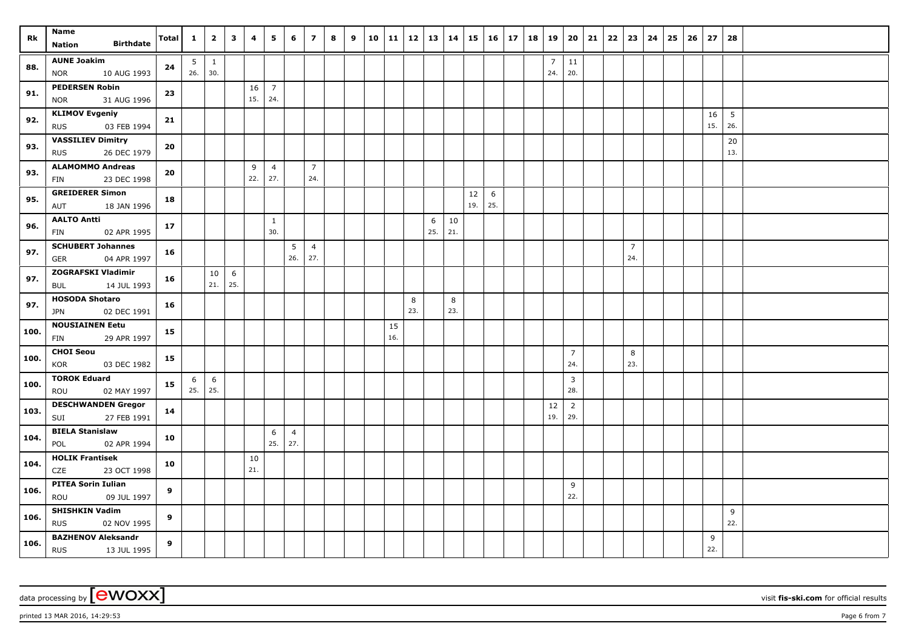| Rk | Name / Nation Birthdate | Total | 1 | 2 | 3 | 4 | 5 | 6 | 7 | 8 | 9 | 10 | 11 | 12 | 13 | 14 | 15 | 16 | 17 | 18 | 19 | 20 | 21 | 22 | 23 | 24 | 25 | 26 | 27 | 28 |
|---|---|---|---|---|---|---|---|---|---|---|---|---|---|---|---|---|---|---|---|---|---|---|---|---|---|---|---|---|---|---|
| 88. | AUNE Joakim | 24 | 5 | 1 | | | | | | | | | | | | | | | | | 7 | 11 | | | | | | | | |
| | NOR 10 AUG 1993 | | 26. | 30. | | | | | | | | | | | | | | | | | 24. | 20. | | | | | | | | |
| 91. | PEDERSEN Robin | 23 | | | | 16 | 7 | | | | | | | | | | | | | | | | | | | | | | | |
| | NOR 31 AUG 1996 | | | | | 15. | 24. | | | | | | | | | | | | | | | | | | | | | | | |
| 92. | KLIMOV Evgeniy | 21 | | | | | | | | | | | | | | | | | | | | | | | | | | | 16 | 5 |
| | RUS 03 FEB 1994 | | | | | | | | | | | | | | | | | | | | | | | | | | | | 15. | 26. |
| 93. | VASSILIEV Dimitry | 20 | | | | | | | | | | | | | | | | | | | | | | | | | | | | 20 |
| | RUS 26 DEC 1979 | | | | | | | | | | | | | | | | | | | | | | | | | | | | | 13. |
| 93. | ALAMOMMO Andreas | 20 | | | | 9 | 4 | | 7 | | | | | | | | | | | | | | | | | | | | | |
| | FIN 23 DEC 1998 | | | | | 22. | 27. | | 24. | | | | | | | | | | | | | | | | | | | | | |
| 95. | GREIDERER Simon | 18 | | | | | | | | | | | | | | | 12 | 6 | | | | | | | | | | | | |
| | AUT 18 JAN 1996 | | | | | | | | | | | | | | | | 19. | 25. | | | | | | | | | | | | |
| 96. | AALTO Antti | 17 | | | | | 1 | | | | | | | | 6 | 10 | | | | | | | | | | | | | | |
| | FIN 02 APR 1995 | | | | | | 30. | | | | | | | | 25. | 21. | | | | | | | | | | | | | | |
| 97. | SCHUBERT Johannes | 16 | | | | | | 5 | 4 | | | | | | | | | | | | | | | | 7 | | | | | |
| | GER 04 APR 1997 | | | | | | | 26. | 27. | | | | | | | | | | | | | | | | 24. | | | | | |
| 97. | ZOGRAFSKI Vladimir | 16 | | 10 | 6 | | | | | | | | | | | | | | | | | | | | | | | | | |
| | BUL 14 JUL 1993 | | | 21. | 25. | | | | | | | | | | | | | | | | | | | | | | | | | |
| 97. | HOSODA Shotaro | 16 | | | | | | | | | | | | 8 | | 8 | | | | | | | | | | | | | | |
| | JPN 02 DEC 1991 | | | | | | | | | | | | | 23. | | 23. | | | | | | | | | | | | | | |
| 100. | NOUSIAINEN Eetu | 15 | | | | | | | | | | | 15 | | | | | | | | | | | | | | | | | |
| | FIN 29 APR 1997 | | | | | | | | | | | | 16. | | | | | | | | | | | | | | | | | |
| 100. | CHOI Seou | 15 | | | | | | | | | | | | | | | | | | | | 7 | | | 8 | | | | | |
| | KOR 03 DEC 1982 | | | | | | | | | | | | | | | | | | | | | 24. | | | 23. | | | | | |
| 100. | TOROK Eduard | 15 | 6 | 6 | | | | | | | | | | | | | | | | | | 3 | | | | | | | | |
| | ROU 02 MAY 1997 | | 25. | 25. | | | | | | | | | | | | | | | | | | 28. | | | | | | | | |
| 103. | DESCHWANDEN Gregor | 14 | | | | | | | | | | | | | | | | | | | 12 | 2 | | | | | | | | |
| | SUI 27 FEB 1991 | | | | | | | | | | | | | | | | | | | | 19. | 29. | | | | | | | | |
| 104. | BIELA Stanislaw | 10 | | | | | 6 | 4 | | | | | | | | | | | | | | | | | | | | | | |
| | POL 02 APR 1994 | | | | | | 25. | 27. | | | | | | | | | | | | | | | | | | | | | | |
| 104. | HOLIK Frantisek | 10 | | | | 10 | | | | | | | | | | | | | | | | | | | | | | | | |
| | CZE 23 OCT 1998 | | | | | 21. | | | | | | | | | | | | | | | | | | | | | | | | |
| 106. | PITEA Sorin Iulian | 9 | | | | | | | | | | | | | | | | | | | | 9 | | | | | | | | |
| | ROU 09 JUL 1997 | | | | | | | | | | | | | | | | | | | | | 22. | | | | | | | | |
| 106. | SHISHKIN Vadim | 9 | | | | | | | | | | | | | | | | | | | | | | | | | | | | 9 |
| | RUS 02 NOV 1995 | | | | | | | | | | | | | | | | | | | | | | | | | | | | | 22. |
| 106. | BAZHENOV Aleksandr | 9 | | | | | | | | | | | | | | | | | | | | | | | | | | | 9 | |
| | RUS 13 JUL 1995 | | | | | | | | | | | | | | | | | | | | | | | | | | | | 22. | |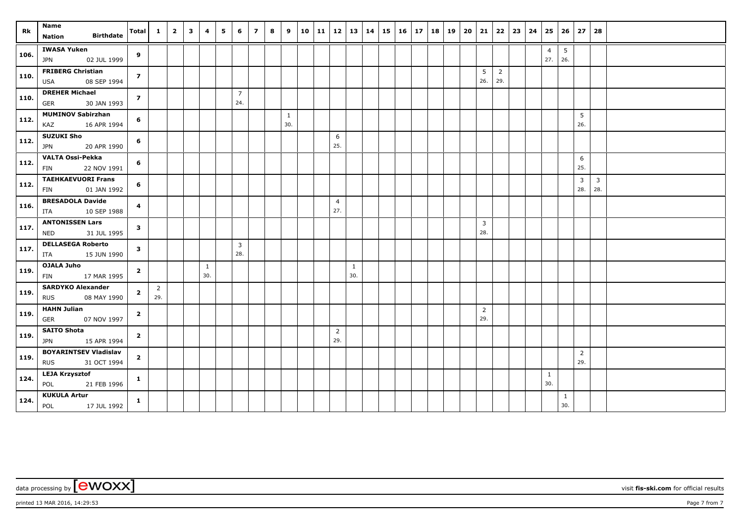| Rk | Name<br>Nation Birthdate | Total | 1 | 2 | 3 | 4 | 5 | 6 | 7 | 8 | 9 | 10 | 11 | 12 | 13 | 14 | 15 | 16 | 17 | 18 | 19 | 20 | 21 | 22 | 23 | 24 | 25 | 26 | 27 | 28 |
|---|---|---|---|---|---|---|---|---|---|---|---|---|---|---|---|---|---|---|---|---|---|---|---|---|---|---|---|---|---|---|
| 106. | **IWASA Yuken**<br>JPN 02 JUL 1999 | **9** | | | | | | | | | | | | | | | | | | | | | | | | | 4<br>27. | 5<br>26. | | |
| 110. | **FRIBERG Christian**<br>USA 08 SEP 1994 | **7** | | | | | | | | | | | | | | | | | | | | | 5<br>26. | 2<br>29. | | | | | | |
| 110. | **DREHER Michael**<br>GER 30 JAN 1993 | **7** | | | | | | 7<br>24. | | | | | | | | | | | | | | | | | | | | | | |
| 112. | **MUMINOV Sabirzhan**<br>KAZ 16 APR 1994 | **6** | | | | | | | | | 1<br>30. | | | | | | | | | | | | | | | | | | 5<br>26. | |
| 112. | **SUZUKI Sho**<br>JPN 20 APR 1990 | **6** | | | | | | | | | | | | 6<br>25. | | | | | | | | | | | | | | | | |
| 112. | **VALTA Ossi-Pekka**<br>FIN 22 NOV 1991 | **6** | | | | | | | | | | | | | | | | | | | | | | | | | | | 6<br>25. | |
| 112. | **TAEHKAEVUORI Frans**<br>FIN 01 JAN 1992 | **6** | | | | | | | | | | | | | | | | | | | | | | | | | | | 3<br>28. | 3<br>28. |
| 116. | **BRESADOLA Davide**<br>ITA 10 SEP 1988 | **4** | | | | | | | | | | | | 4<br>27. | | | | | | | | | | | | | | | | |
| 117. | **ANTONISSEN Lars**<br>NED 31 JUL 1995 | **3** | | | | | | | | | | | | | | | | | | | | | 3<br>28. | | | | | | | |
| 117. | **DELLASEGA Roberto**<br>ITA 15 JUN 1990 | **3** | | | | | | 3<br>28. | | | | | | | | | | | | | | | | | | | | | | |
| 119. | **OJALA Juho**<br>FIN 17 MAR 1995 | **2** | | | | 1<br>30. | | | | | | | | | 1<br>30. | | | | | | | | | | | | | | | |
| 119. | **SARDYKO Alexander**<br>RUS 08 MAY 1990 | **2** | 2<br>29. | | | | | | | | | | | | | | | | | | | | | | | | | | | |
| 119. | **HAHN Julian**<br>GER 07 NOV 1997 | **2** | | | | | | | | | | | | | | | | | | | | | 2<br>29. | | | | | | | |
| 119. | **SAITO Shota**<br>JPN 15 APR 1994 | **2** | | | | | | | | | | | | 2<br>29. | | | | | | | | | | | | | | | | |
| 119. | **BOYARINTSEV Vladislav**<br>RUS 31 OCT 1994 | **2** | | | | | | | | | | | | | | | | | | | | | | | | | | | 2<br>29. | |
| 124. | **LEJA Krzysztof**<br>POL 21 FEB 1996 | **1** | | | | | | | | | | | | | | | | | | | | | | | | | 1<br>30. | | | |
| 124. | **KUKULA Artur**<br>POL 17 JUL 1992 | **1** | | | | | | | | | | | | | | | | | | | | | | | | | | 1<br>30. | | |